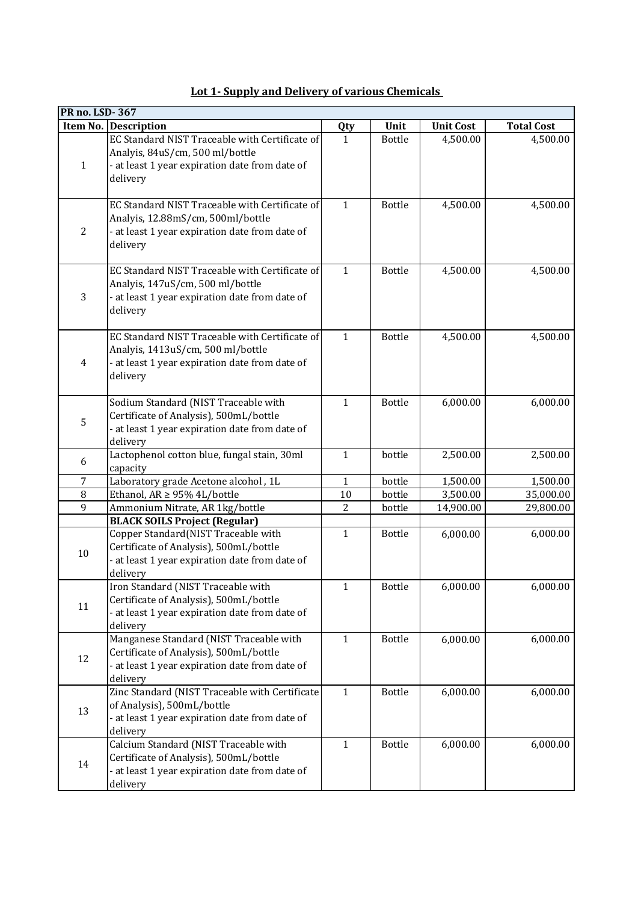## Lot 1- Supply and Delivery of various Chemicals

| PR no. LSD- 367 | | | | | |
|---|---|---|---|---|---|
| **Item No.** | **Description** | **Qty** | **Unit** | **Unit Cost** | **Total Cost** |
| 1 | EC Standard NIST Traceable with Certificate of Analyis, 84uS/cm, 500 ml/bottle<br>- at least 1 year expiration date from date of delivery | 1 | Bottle | 4,500.00 | 4,500.00 |
| 2 | EC Standard NIST Traceable with Certificate of Analyis, 12.88mS/cm, 500ml/bottle<br>- at least 1 year expiration date from date of delivery | 1 | Bottle | 4,500.00 | 4,500.00 |
| 3 | EC Standard NIST Traceable with Certificate of Analyis, 147uS/cm, 500 ml/bottle<br>- at least 1 year expiration date from date of delivery | 1 | Bottle | 4,500.00 | 4,500.00 |
| 4 | EC Standard NIST Traceable with Certificate of Analyis, 1413uS/cm, 500 ml/bottle<br>- at least 1 year expiration date from date of delivery | 1 | Bottle | 4,500.00 | 4,500.00 |
| 5 | Sodium Standard (NIST Traceable with Certificate of Analysis), 500mL/bottle<br>- at least 1 year expiration date from date of delivery | 1 | Bottle | 6,000.00 | 6,000.00 |
| 6 | Lactophenol cotton blue, fungal stain, 30ml capacity | 1 | bottle | 2,500.00 | 2,500.00 |
| 7 | Laboratory grade Acetone alcohol , 1L | 1 | bottle | 1,500.00 | 1,500.00 |
| 8 | Ethanol, AR ≥ 95% 4L/bottle | 10 | bottle | 3,500.00 | 35,000.00 |
| 9 | Ammonium Nitrate, AR 1kg/bottle | 2 | bottle | 14,900.00 | 29,800.00 |
| | **BLACK SOILS Project (Regular)** | | | | |
| 10 | Copper Standard(NIST Traceable with Certificate of Analysis), 500mL/bottle<br>- at least 1 year expiration date from date of delivery | 1 | Bottle | 6,000.00 | 6,000.00 |
| 11 | Iron Standard (NIST Traceable with Certificate of Analysis), 500mL/bottle<br>- at least 1 year expiration date from date of delivery | 1 | Bottle | 6,000.00 | 6,000.00 |
| 12 | Manganese Standard (NIST Traceable with Certificate of Analysis), 500mL/bottle<br>- at least 1 year expiration date from date of delivery | 1 | Bottle | 6,000.00 | 6,000.00 |
| 13 | Zinc Standard (NIST Traceable with Certificate of Analysis), 500mL/bottle<br>- at least 1 year expiration date from date of delivery | 1 | Bottle | 6,000.00 | 6,000.00 |
| 14 | Calcium Standard (NIST Traceable with Certificate of Analysis), 500mL/bottle<br>- at least 1 year expiration date from date of delivery | 1 | Bottle | 6,000.00 | 6,000.00 |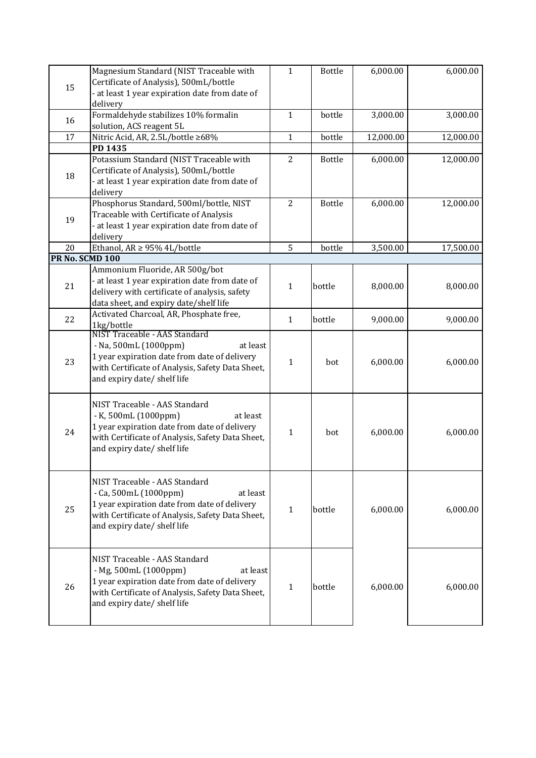| | | | | | |
|---|---|---|---|---|---|
| 15 | Magnesium Standard (NIST Traceable with Certificate of Analysis), 500mL/bottle<br>- at least 1 year expiration date from date of delivery | 1 | Bottle | 6,000.00 | 6,000.00 |
| 16 | Formaldehyde stabilizes 10% formalin solution, ACS reagent 5L | 1 | bottle | 3,000.00 | 3,000.00 |
| 17 | Nitric Acid, AR, 2.5L/bottle ≥68% | 1 | bottle | 12,000.00 | 12,000.00 |
| | **PD 1435** | | | | |
| 18 | Potassium Standard (NIST Traceable with Certificate of Analysis), 500mL/bottle<br>- at least 1 year expiration date from date of delivery | 2 | Bottle | 6,000.00 | 12,000.00 |
| 19 | Phosphorus Standard, 500ml/bottle, NIST Traceable with Certificate of Analysis<br>- at least 1 year expiration date from date of delivery | 2 | Bottle | 6,000.00 | 12,000.00 |
| 20 | Ethanol, AR ≥ 95% 4L/bottle | 5 | bottle | 3,500.00 | 17,500.00 |
| **PR No. SCMD 100** | | | | | |
| 21 | Ammonium Fluoride, AR 500g/bot<br>- at least 1 year expiration date from date of delivery with certificate of analysis, safety data sheet, and expiry date/shelf life | 1 | bottle | 8,000.00 | 8,000.00 |
| 22 | Activated Charcoal, AR, Phosphate free, 1kg/bottle | 1 | bottle | 9,000.00 | 9,000.00 |
| 23 | NIST Traceable - AAS Standard<br>- Na, 500mL (1000ppm) at least 1 year expiration date from date of delivery with Certificate of Analysis, Safety Data Sheet, and expiry date/ shelf life | 1 | bot | 6,000.00 | 6,000.00 |
| 24 | NIST Traceable - AAS Standard<br>- K, 500mL (1000ppm) at least 1 year expiration date from date of delivery with Certificate of Analysis, Safety Data Sheet, and expiry date/ shelf life | 1 | bot | 6,000.00 | 6,000.00 |
| 25 | NIST Traceable - AAS Standard<br>- Ca, 500mL (1000ppm) at least 1 year expiration date from date of delivery with Certificate of Analysis, Safety Data Sheet, and expiry date/ shelf life | 1 | bottle | 6,000.00 | 6,000.00 |
| 26 | NIST Traceable - AAS Standard<br>- Mg, 500mL (1000ppm) at least 1 year expiration date from date of delivery with Certificate of Analysis, Safety Data Sheet, and expiry date/ shelf life | 1 | bottle | 6,000.00 | 6,000.00 |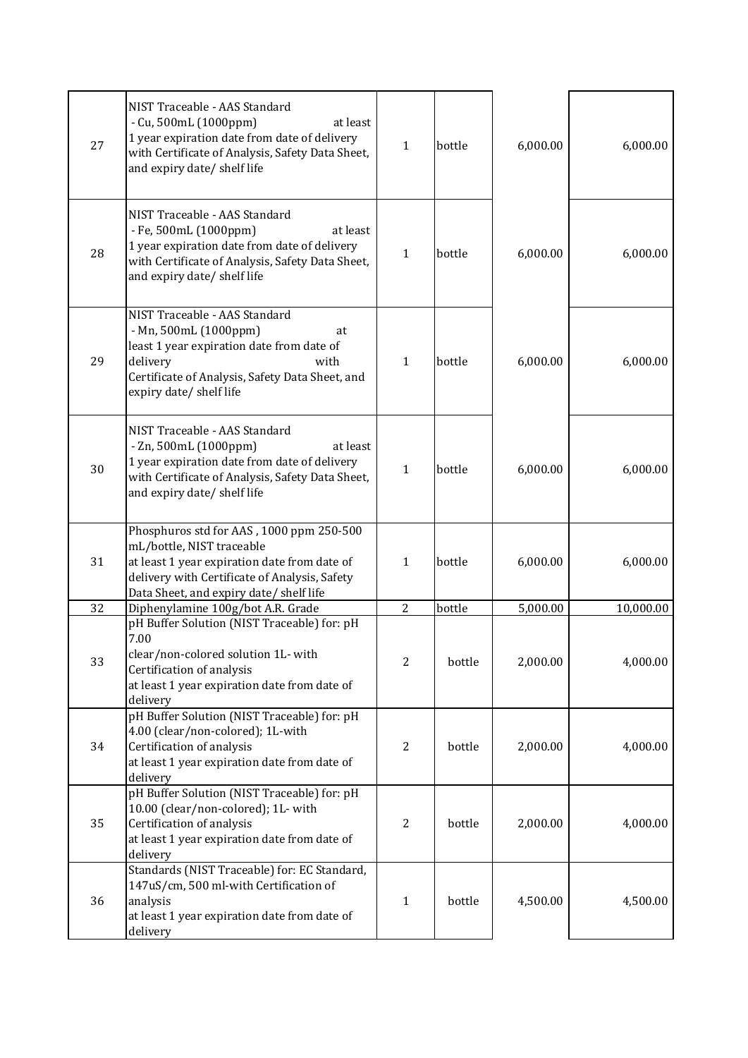| | | | | | |
|---|---|---|---|---|---|
| 27 | NIST Traceable - AAS Standard - Cu, 500mL (1000ppm) at least 1 year expiration date from date of delivery with Certificate of Analysis, Safety Data Sheet, and expiry date/ shelf life | 1 | bottle | 6,000.00 | 6,000.00 |
| 28 | NIST Traceable - AAS Standard - Fe, 500mL (1000ppm) at least 1 year expiration date from date of delivery with Certificate of Analysis, Safety Data Sheet, and expiry date/ shelf life | 1 | bottle | 6,000.00 | 6,000.00 |
| 29 | NIST Traceable - AAS Standard - Mn, 500mL (1000ppm) at least 1 year expiration date from date of delivery with Certificate of Analysis, Safety Data Sheet, and expiry date/ shelf life | 1 | bottle | 6,000.00 | 6,000.00 |
| 30 | NIST Traceable - AAS Standard - Zn, 500mL (1000ppm) at least 1 year expiration date from date of delivery with Certificate of Analysis, Safety Data Sheet, and expiry date/ shelf life | 1 | bottle | 6,000.00 | 6,000.00 |
| 31 | Phosphuros std for AAS , 1000 ppm 250-500 mL/bottle, NIST traceable at least 1 year expiration date from date of delivery with Certificate of Analysis, Safety Data Sheet, and expiry date/ shelf life | 1 | bottle | 6,000.00 | 6,000.00 |
| 32 | Diphenylamine 100g/bot A.R. Grade | 2 | bottle | 5,000.00 | 10,000.00 |
| 33 | pH Buffer Solution (NIST Traceable) for: pH 7.00 clear/non-colored solution 1L- with Certification of analysis at least 1 year expiration date from date of delivery | 2 | bottle | 2,000.00 | 4,000.00 |
| 34 | pH Buffer Solution (NIST Traceable) for: pH 4.00 (clear/non-colored); 1L-with Certification of analysis at least 1 year expiration date from date of delivery | 2 | bottle | 2,000.00 | 4,000.00 |
| 35 | pH Buffer Solution (NIST Traceable) for: pH 10.00 (clear/non-colored); 1L- with Certification of analysis at least 1 year expiration date from date of delivery | 2 | bottle | 2,000.00 | 4,000.00 |
| 36 | Standards (NIST Traceable) for: EC Standard, 147uS/cm, 500 ml-with Certification of analysis at least 1 year expiration date from date of delivery | 1 | bottle | 4,500.00 | 4,500.00 |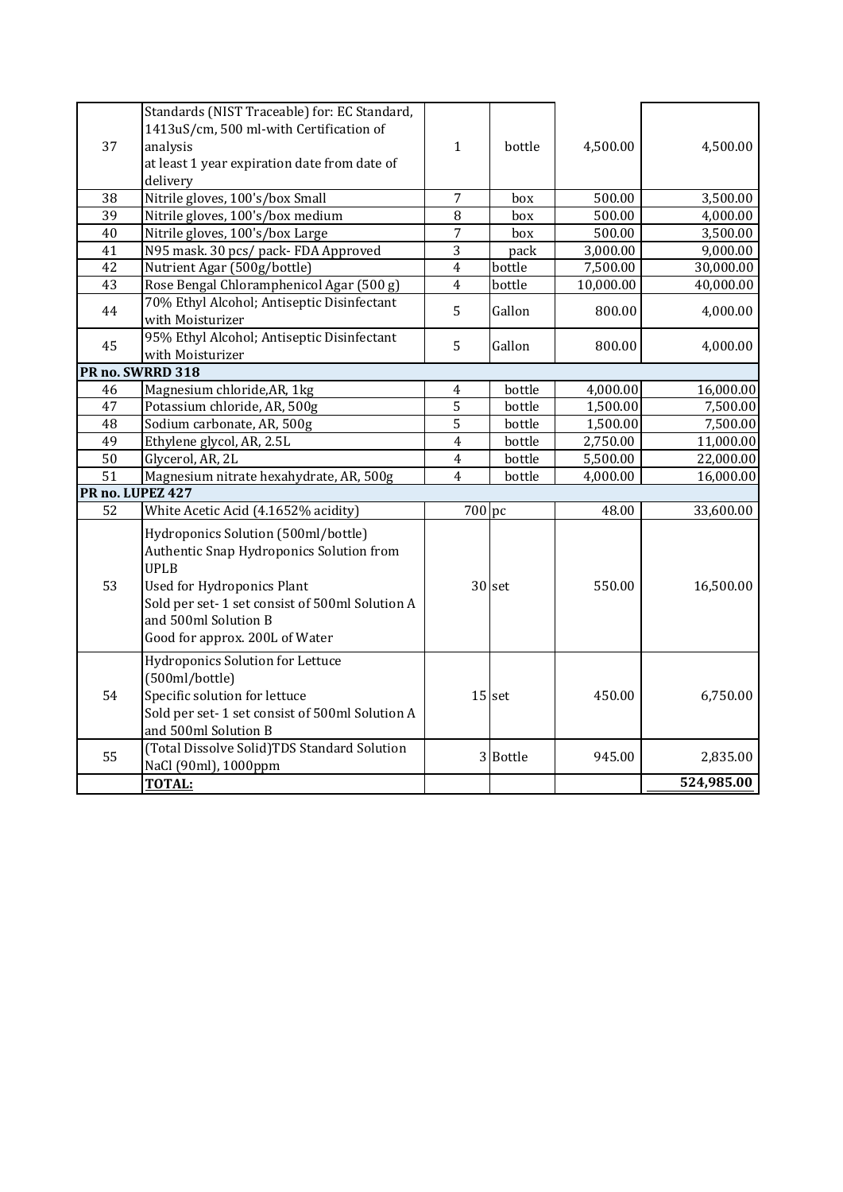| | | | | | |
|---|---|---|---|---|---|
| 37 | Standards (NIST Traceable) for: EC Standard, 1413uS/cm, 500 ml-with Certification of analysis<br>at least 1 year expiration date from date of delivery | 1 | bottle | 4,500.00 | 4,500.00 |
| 38 | Nitrile gloves, 100's/box Small | 7 | box | 500.00 | 3,500.00 |
| 39 | Nitrile gloves, 100's/box medium | 8 | box | 500.00 | 4,000.00 |
| 40 | Nitrile gloves, 100's/box Large | 7 | box | 500.00 | 3,500.00 |
| 41 | N95 mask. 30 pcs/ pack- FDA Approved | 3 | pack | 3,000.00 | 9,000.00 |
| 42 | Nutrient Agar (500g/bottle) | 4 | bottle | 7,500.00 | 30,000.00 |
| 43 | Rose Bengal Chloramphenicol Agar (500 g) | 4 | bottle | 10,000.00 | 40,000.00 |
| 44 | 70% Ethyl Alcohol; Antiseptic Disinfectant with Moisturizer | 5 | Gallon | 800.00 | 4,000.00 |
| 45 | 95% Ethyl Alcohol; Antiseptic Disinfectant with Moisturizer | 5 | Gallon | 800.00 | 4,000.00 |
| **PR no. SWRRD 318** | | | | | |
| 46 | Magnesium chloride,AR, 1kg | 4 | bottle | 4,000.00 | 16,000.00 |
| 47 | Potassium chloride, AR, 500g | 5 | bottle | 1,500.00 | 7,500.00 |
| 48 | Sodium carbonate, AR, 500g | 5 | bottle | 1,500.00 | 7,500.00 |
| 49 | Ethylene glycol, AR, 2.5L | 4 | bottle | 2,750.00 | 11,000.00 |
| 50 | Glycerol, AR, 2L | 4 | bottle | 5,500.00 | 22,000.00 |
| 51 | Magnesium nitrate hexahydrate, AR, 500g | 4 | bottle | 4,000.00 | 16,000.00 |
| **PR no. LUPEZ 427** | | | | | |
| 52 | White Acetic Acid (4.1652% acidity) | 700 | pc | 48.00 | 33,600.00 |
| 53 | Hydroponics Solution (500ml/bottle)<br>Authentic Snap Hydroponics Solution from UPLB<br>Used for Hydroponics Plant<br>Sold per set- 1 set consist of 500ml Solution A and 500ml Solution B<br>Good for approx. 200L of Water | 30 | set | 550.00 | 16,500.00 |
| 54 | Hydroponics Solution for Lettuce (500ml/bottle)<br>Specific solution for lettuce<br>Sold per set- 1 set consist of 500ml Solution A and 500ml Solution B | 15 | set | 450.00 | 6,750.00 |
| 55 | (Total Dissolve Solid)TDS Standard Solution NaCl (90ml), 1000ppm | 3 | Bottle | 945.00 | 2,835.00 |
| | **TOTAL:** | | | | **524,985.00** |